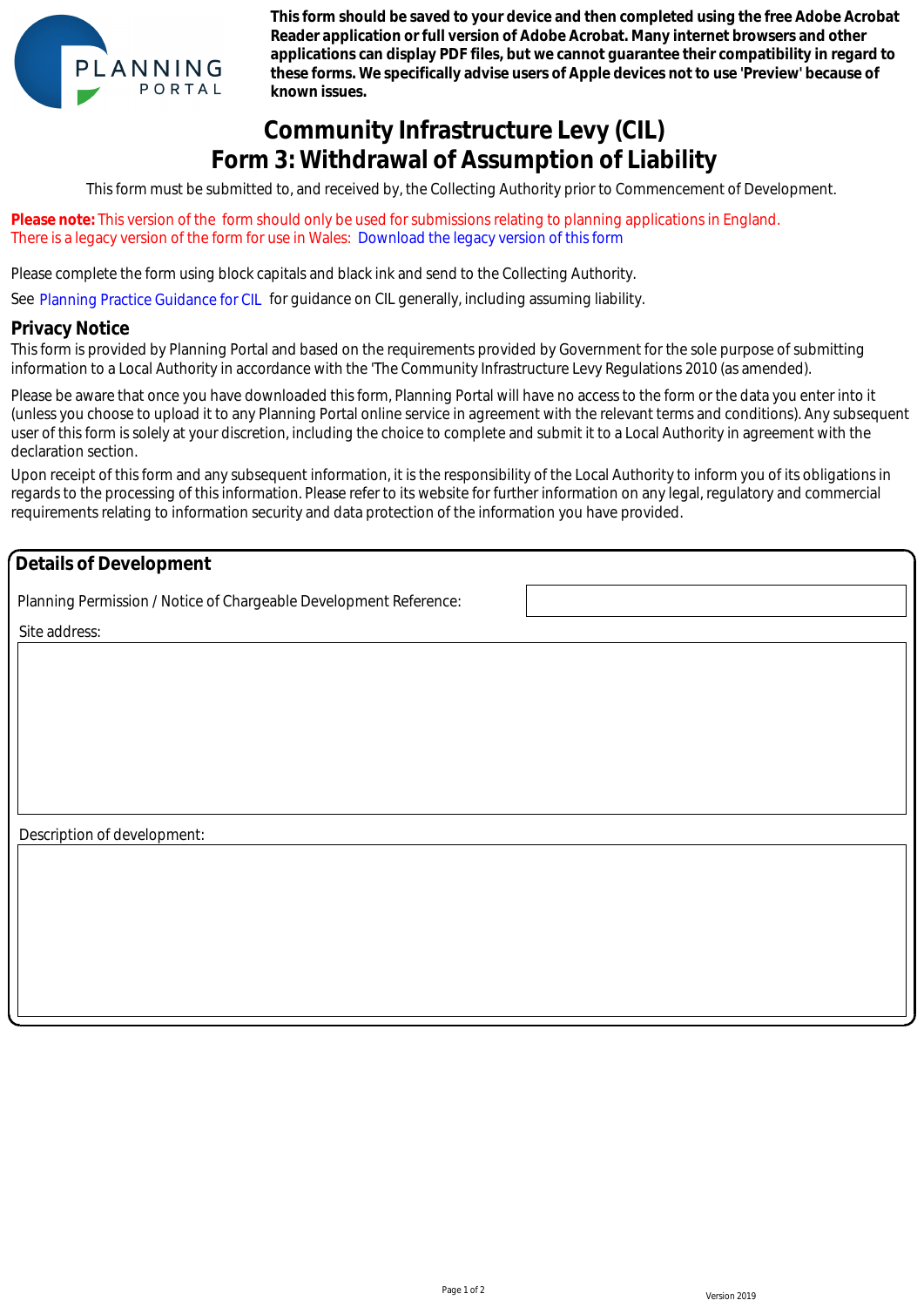**This form should be saved to your device and then completed using the free Adobe Acrobat Reader application or full version of Adobe Acrobat. Many internet browsers and other applications can display PDF files, but we cannot guarantee their compatibility in regard to these forms. We specifically advise users of Apple devices not to use 'Preview' because of known issues.**

# Community Infrastructure Levy (CIL)
# Form 3: Withdrawal of Assumption of Liability

This form must be submitted to, and received by, the Collecting Authority prior to Commencement of Development.

**Please note:** This version of the form should only be used for submissions relating to planning applications in England. There is a legacy version of the form for use in Wales: Download the legacy version of this form

Please complete the form using block capitals and black ink and send to the Collecting Authority.

See Planning Practice Guidance for CIL for guidance on CIL generally, including assuming liability.

## Privacy Notice

This form is provided by Planning Portal and based on the requirements provided by Government for the sole purpose of submitting information to a Local Authority in accordance with the 'The Community Infrastructure Levy Regulations 2010 (as amended).

Please be aware that once you have downloaded this form, Planning Portal will have no access to the form or the data you enter into it (unless you choose to upload it to any Planning Portal online service in agreement with the relevant terms and conditions). Any subsequent user of this form is solely at your discretion, including the choice to complete and submit it to a Local Authority in agreement with the declaration section.

Upon receipt of this form and any subsequent information, it is the responsibility of the Local Authority to inform you of its obligations in regards to the processing of this information. Please refer to its website for further information on any legal, regulatory and commercial requirements relating to information security and data protection of the information you have provided.

## Details of Development

Planning Permission / Notice of Chargeable Development Reference:

Site address:

Description of development:

Version 2019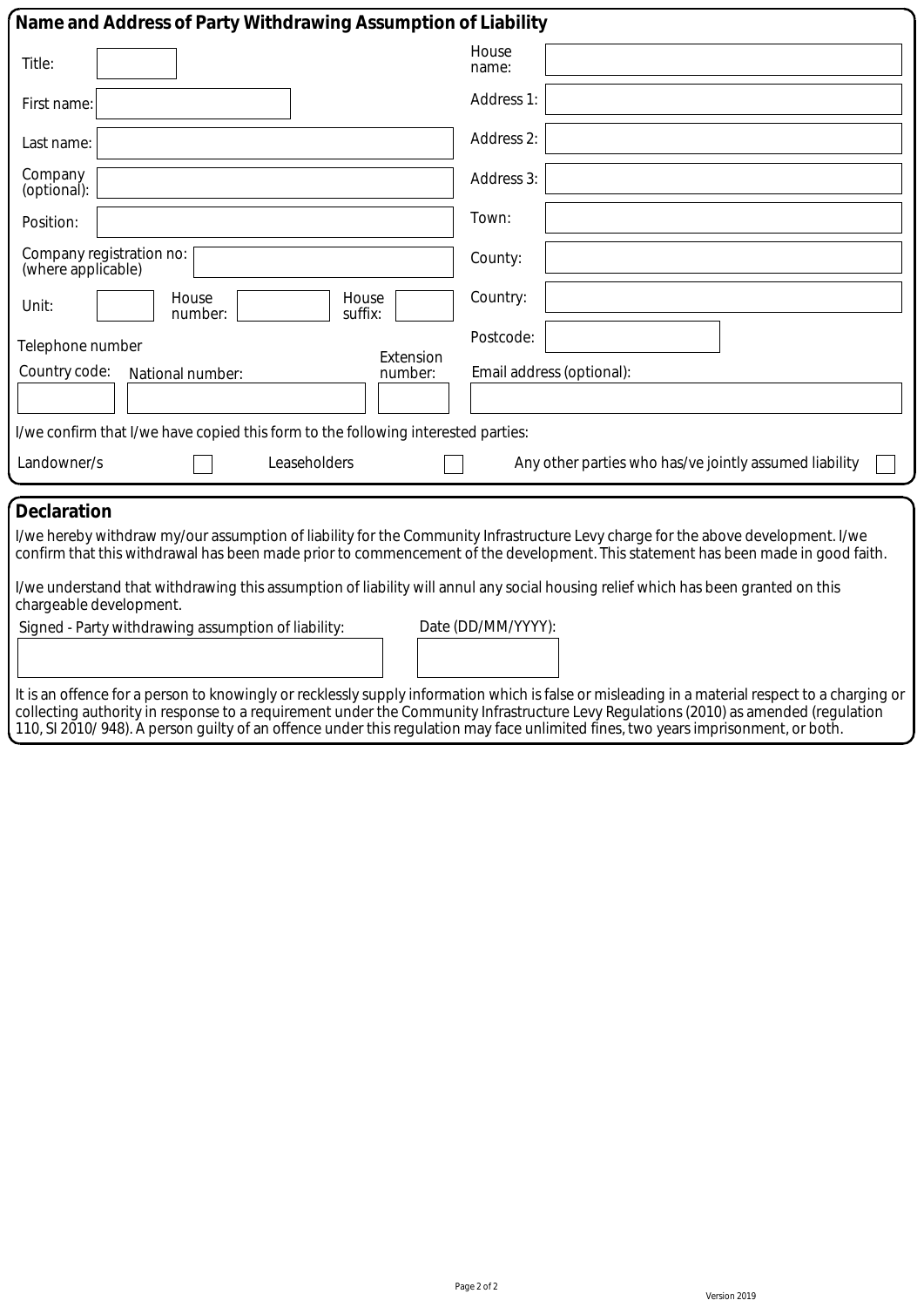## Name and Address of Party Withdrawing Assumption of Liability

Title:

First name:

Last name:

Company (optional):

Position:

Company registration no: (where applicable)

Unit: House number: House suffix:

Telephone number

Country code: National number: Extension number:

House name:

Address 1:

Address 2:

Address 3:

Town:

County:

Country:

Postcode:

Email address (optional):

I/we confirm that I/we have copied this form to the following interested parties:

Landowner/s ☐ Leaseholders ☐ Any other parties who has/ve jointly assumed liability ☐

## Declaration

I/we hereby withdraw my/our assumption of liability for the Community Infrastructure Levy charge for the above development. I/we confirm that this withdrawal has been made prior to commencement of the development. This statement has been made in good faith.

I/we understand that withdrawing this assumption of liability will annul any social housing relief which has been granted on this chargeable development.

Signed - Party withdrawing assumption of liability:

Date (DD/MM/YYYY):

It is an offence for a person to knowingly or recklessly supply information which is false or misleading in a material respect to a charging or collecting authority in response to a requirement under the Community Infrastructure Levy Regulations (2010) as amended (regulation 110, SI 2010/ 948). A person guilty of an offence under this regulation may face unlimited fines, two years imprisonment, or both.

Version 2019